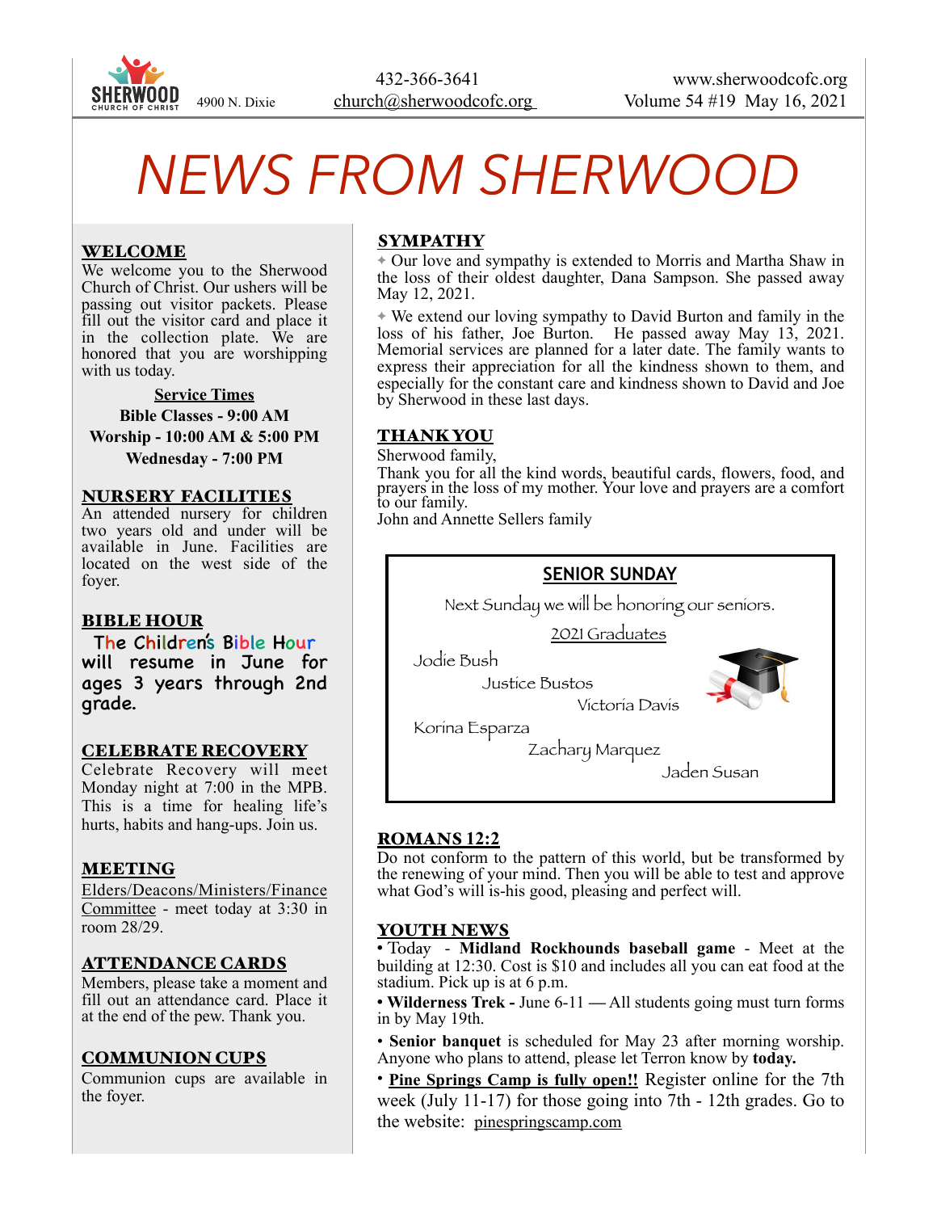SHERWOOD CHURCH OF CHRIST 4900 N. Dixie

432-366-3641
church@sherwoodcofc.org

www.sherwoodcofc.org
Volume 54 #19 May 16, 2021

# NEWS FROM SHERWOOD

## WELCOME

We welcome you to the Sherwood Church of Christ. Our ushers will be passing out visitor packets. Please fill out the visitor card and place it in the collection plate. We are honored that you are worshipping with us today.

**Service Times**

**Bible Classes - 9:00 AM**

**Worship - 10:00 AM & 5:00 PM**

**Wednesday - 7:00 PM**

## NURSERY FACILITIES

An attended nursery for children two years old and under will be available in June. Facilities are located on the west side of the foyer.

## BIBLE HOUR

The Children's Bible Hour will resume in June for ages 3 years through 2nd grade.

## CELEBRATE RECOVERY

Celebrate Recovery will meet Monday night at 7:00 in the MPB. This is a time for healing life's hurts, habits and hang-ups. Join us.

## MEETING

Elders/Deacons/Ministers/Finance Committee - meet today at 3:30 in room 28/29.

## ATTENDANCE CARDS

Members, please take a moment and fill out an attendance card. Place it at the end of the pew. Thank you.

## COMMUNION CUPS

Communion cups are available in the foyer.

## SYMPATHY

✦ Our love and sympathy is extended to Morris and Martha Shaw in the loss of their oldest daughter, Dana Sampson. She passed away May 12, 2021.

✦ We extend our loving sympathy to David Burton and family in the loss of his father, Joe Burton. He passed away May 13, 2021. Memorial services are planned for a later date. The family wants to express their appreciation for all the kindness shown to them, and especially for the constant care and kindness shown to David and Joe by Sherwood in these last days.

## THANK YOU

Sherwood family,

Thank you for all the kind words, beautiful cards, flowers, food, and prayers in the loss of my mother. Your love and prayers are a comfort to our family.

John and Annette Sellers family

## SENIOR SUNDAY

Next Sunday we will be honoring our seniors.

2021 Graduates

Jodie Bush

Justice Bustos

Victoria Davis

Korina Esparza

Zachary Marquez

Jaden Susan

## ROMANS 12:2

Do not conform to the pattern of this world, but be transformed by the renewing of your mind. Then you will be able to test and approve what God's will is-his good, pleasing and perfect will.

## YOUTH NEWS

- Today - **Midland Rockhounds baseball game** - Meet at the building at 12:30. Cost is $10 and includes all you can eat food at the stadium. Pick up is at 6 p.m.
- **Wilderness Trek -** June 6-11 — All students going must turn forms in by May 19th.
- **Senior banquet** is scheduled for May 23 after morning worship. Anyone who plans to attend, please let Terron know by **today.**
- **Pine Springs Camp is fully open!!** Register online for the 7th week (July 11-17) for those going into 7th - 12th grades. Go to the website: pinespringscamp.com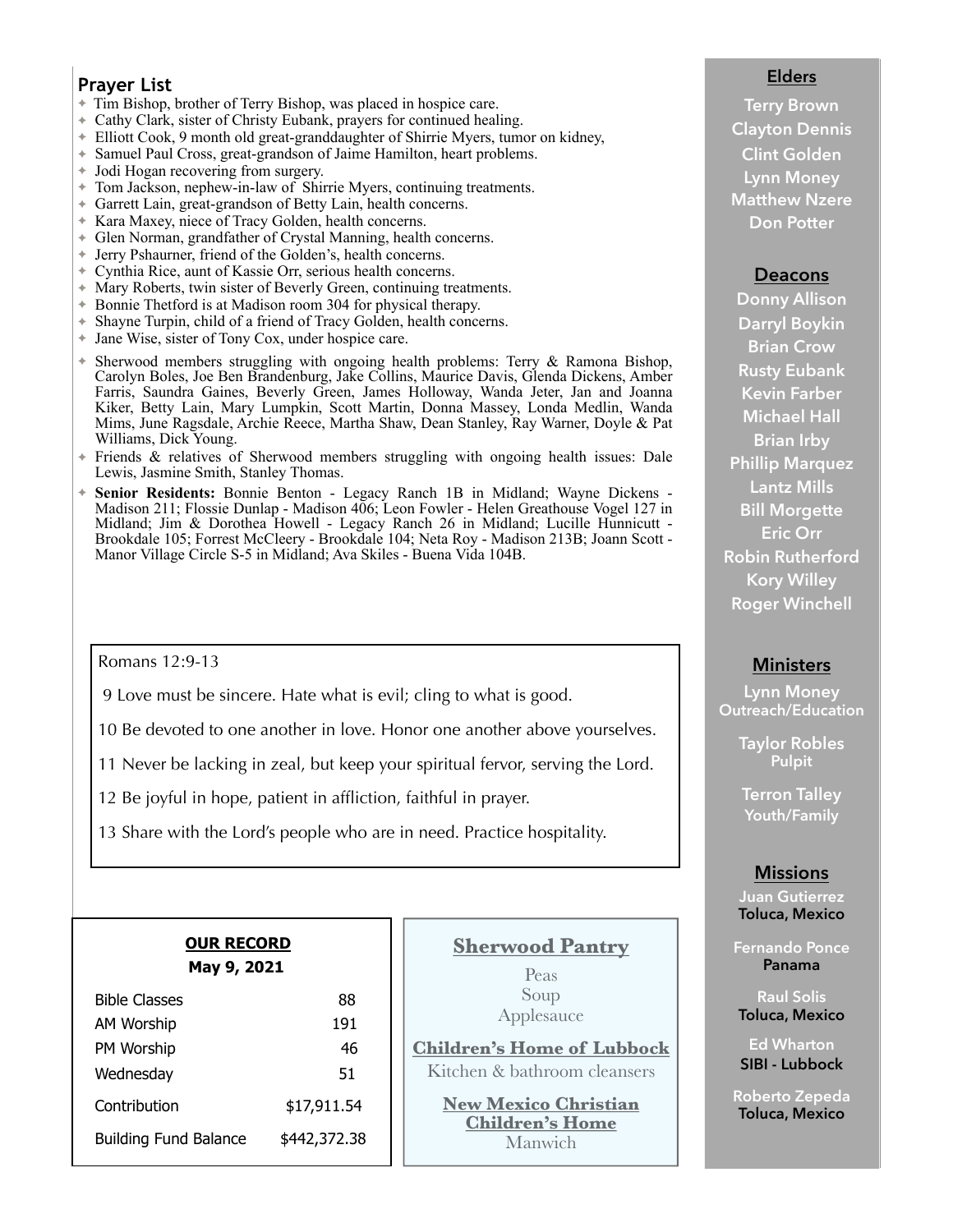## Prayer List

- Tim Bishop, brother of Terry Bishop, was placed in hospice care.
- Cathy Clark, sister of Christy Eubank, prayers for continued healing.
- Elliott Cook, 9 month old great-granddaughter of Shirrie Myers, tumor on kidney,
- Samuel Paul Cross, great-grandson of Jaime Hamilton, heart problems.
- Jodi Hogan recovering from surgery.
- Tom Jackson, nephew-in-law of Shirrie Myers, continuing treatments.
- Garrett Lain, great-grandson of Betty Lain, health concerns.
- Kara Maxey, niece of Tracy Golden, health concerns.
- Glen Norman, grandfather of Crystal Manning, health concerns.
- Jerry Pshaurner, friend of the Golden's, health concerns.
- Cynthia Rice, aunt of Kassie Orr, serious health concerns.
- Mary Roberts, twin sister of Beverly Green, continuing treatments.
- Bonnie Thetford is at Madison room 304 for physical therapy.
- Shayne Turpin, child of a friend of Tracy Golden, health concerns.
- Jane Wise, sister of Tony Cox, under hospice care.
- Sherwood members struggling with ongoing health problems: Terry & Ramona Bishop, Carolyn Boles, Joe Ben Brandenburg, Jake Collins, Maurice Davis, Glenda Dickens, Amber Farris, Saundra Gaines, Beverly Green, James Holloway, Wanda Jeter, Jan and Joanna Kiker, Betty Lain, Mary Lumpkin, Scott Martin, Donna Massey, Londa Medlin, Wanda Mims, June Ragsdale, Archie Reece, Martha Shaw, Dean Stanley, Ray Warner, Doyle & Pat Williams, Dick Young.
- Friends & relatives of Sherwood members struggling with ongoing health issues: Dale Lewis, Jasmine Smith, Stanley Thomas.
- **Senior Residents:** Bonnie Benton - Legacy Ranch 1B in Midland; Wayne Dickens - Madison 211; Flossie Dunlap - Madison 406; Leon Fowler - Helen Greathouse Vogel 127 in Midland; Jim & Dorothea Howell - Legacy Ranch 26 in Midland; Lucille Hunnicutt - Brookdale 105; Forrest McCleery - Brookdale 104; Neta Roy - Madison 213B; Joann Scott - Manor Village Circle S-5 in Midland; Ava Skiles - Buena Vida 104B.

Romans 12:9-13

9 Love must be sincere. Hate what is evil; cling to what is good.

10 Be devoted to one another in love. Honor one another above yourselves.

11 Never be lacking in zeal, but keep your spiritual fervor, serving the Lord.

12 Be joyful in hope, patient in affliction, faithful in prayer.

13 Share with the Lord's people who are in need. Practice hospitality.

**OUR RECORD**
**May 9, 2021**

| | |
|---|---|
| Bible Classes | 88 |
| AM Worship | 191 |
| PM Worship | 46 |
| Wednesday | 51 |
| Contribution | $17,911.54 |
| Building Fund Balance | $442,372.38 |

**Sherwood Pantry**

Peas
Soup
Applesauce

**Children's Home of Lubbock**

Kitchen & bathroom cleansers

**New Mexico Christian Children's Home**

Manwich

**Elders**

Terry Brown
Clayton Dennis
Clint Golden
Lynn Money
Matthew Nzere
Don Potter

**Deacons**

Donny Allison
Darryl Boykin
Brian Crow
Rusty Eubank
Kevin Farber
Michael Hall
Brian Irby
Phillip Marquez
Lantz Mills
Bill Morgette
Eric Orr
Robin Rutherford
Kory Willey
Roger Winchell

**Ministers**

Lynn Money
Outreach/Education

Taylor Robles
Pulpit

Terron Talley
Youth/Family

**Missions**

Juan Gutierrez
Toluca, Mexico

Fernando Ponce
Panama

Raul Solis
Toluca, Mexico

Ed Wharton
SIBI - Lubbock

Roberto Zepeda
Toluca, Mexico